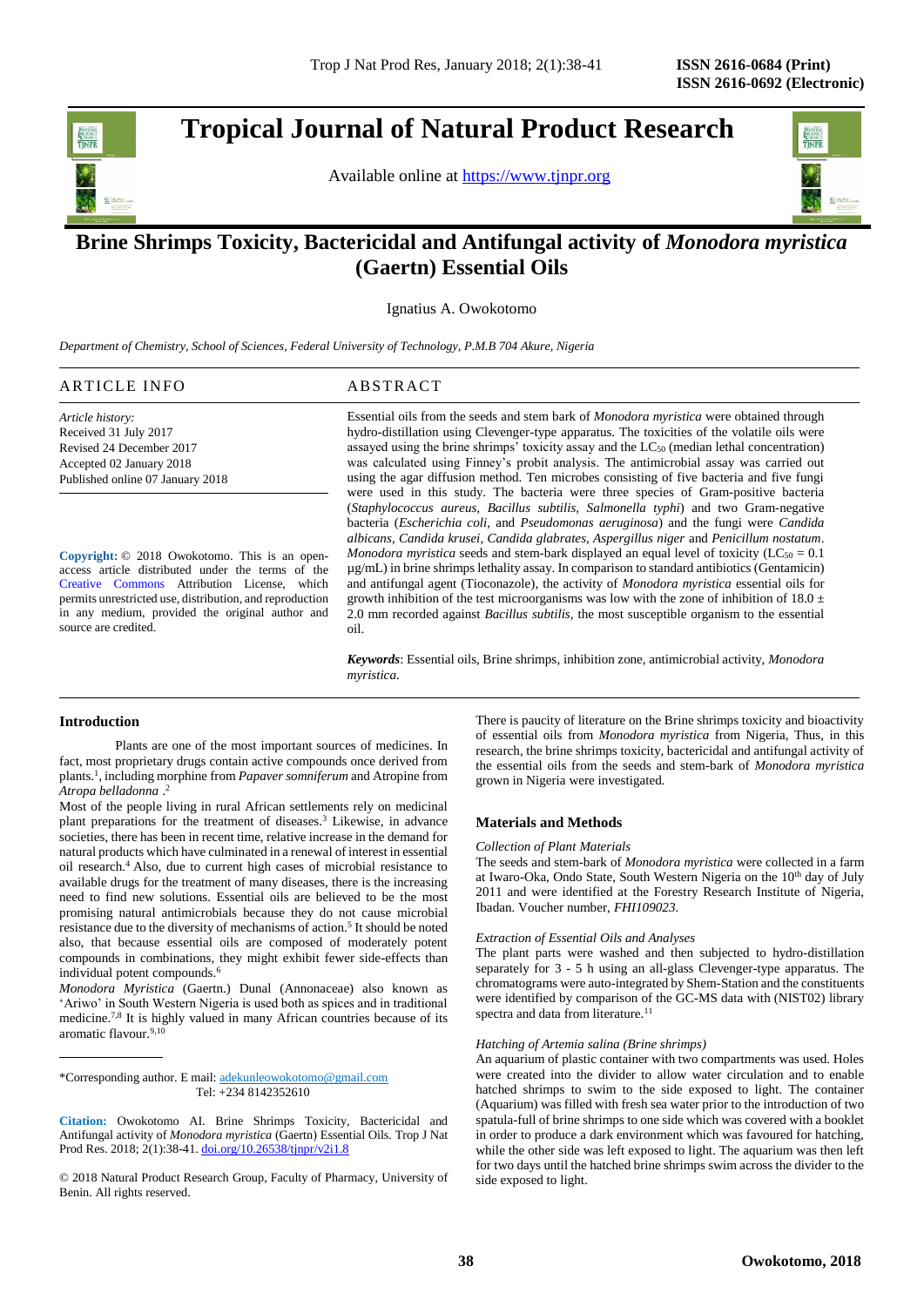# Tropical Journal of Natural Product Research

Available online at https://www.tjnpr.org

# Brine Shrimps Toxicity, Bactericidal and Antifungal activity of *Monodora myristica* (Gaertn) Essential Oils

Ignatius A. Owokotomo

*Department of Chemistry, School of Sciences, Federal University of Technology, P.M.B 704 Akure, Nigeria*

## ARTICLE INFO

*Article history:*
Received 31 July 2017
Revised 24 December 2017
Accepted 02 January 2018
Published online 07 January 2018

**Copyright:** © 2018 Owokotomo. This is an open-access article distributed under the terms of the Creative Commons Attribution License, which permits unrestricted use, distribution, and reproduction in any medium, provided the original author and source are credited.

## ABSTRACT

Essential oils from the seeds and stem bark of *Monodora myristica* were obtained through hydro-distillation using Clevenger-type apparatus. The toxicities of the volatile oils were assayed using the brine shrimps' toxicity assay and the $LC_{50}$ (median lethal concentration) was calculated using Finney's probit analysis. The antimicrobial assay was carried out using the agar diffusion method. Ten microbes consisting of five bacteria and five fungi were used in this study. The bacteria were three species of Gram-positive bacteria (*Staphylococcus aureus, Bacillus subtilis, Salmonella typhi*) and two Gram-negative bacteria (*Escherichia coli,* and *Pseudomonas aeruginosa*) and the fungi were *Candida albicans, Candida krusei, Candida glabrates, Aspergillus niger* and *Penicillum nostatum*. *Monodora myristica* seeds and stem-bark displayed an equal level of toxicity ($LC_{50}$ = 0.1 µg/mL) in brine shrimps lethality assay. In comparison to standard antibiotics (Gentamicin) and antifungal agent (Tioconazole), the activity of *Monodora myristica* essential oils for growth inhibition of the test microorganisms was low with the zone of inhibition of 18.0 ± 2.0 mm recorded against *Bacillus subtilis*, the most susceptible organism to the essential oil.

***Keywords***: Essential oils, Brine shrimps, inhibition zone, antimicrobial activity, *Monodora myristica*.

## Introduction

Plants are one of the most important sources of medicines. In fact, most proprietary drugs contain active compounds once derived from plants.[1], including morphine from *Papaver somniferum* and Atropine from *Atropa belladonna* .[2]

Most of the people living in rural African settlements rely on medicinal plant preparations for the treatment of diseases.[3] Likewise, in advance societies, there has been in recent time, relative increase in the demand for natural products which have culminated in a renewal of interest in essential oil research.[4] Also, due to current high cases of microbial resistance to available drugs for the treatment of many diseases, there is the increasing need to find new solutions. Essential oils are believed to be the most promising natural antimicrobials because they do not cause microbial resistance due to the diversity of mechanisms of action.[5] It should be noted also, that because essential oils are composed of moderately potent compounds in combinations, they might exhibit fewer side-effects than individual potent compounds.[6]

*Monodora Myristica* (Gaertn.) Dunal (Annonaceae) also known as 'Ariwo' in South Western Nigeria is used both as spices and in traditional medicine.[7,8] It is highly valued in many African countries because of its aromatic flavour.[9,10]

There is paucity of literature on the Brine shrimps toxicity and bioactivity of essential oils from *Monodora myristica* from Nigeria, Thus, in this research, the brine shrimps toxicity, bactericidal and antifungal activity of the essential oils from the seeds and stem-bark of *Monodora myristica* grown in Nigeria were investigated.

## Materials and Methods

### *Collection of Plant Materials*

The seeds and stem-bark of *Monodora myristica* were collected in a farm at Iwaro-Oka, Ondo State, South Western Nigeria on the 10th day of July 2011 and were identified at the Forestry Research Institute of Nigeria, Ibadan. Voucher number, *FHI109023*.

### *Extraction of Essential Oils and Analyses*

The plant parts were washed and then subjected to hydro-distillation separately for 3 - 5 h using an all-glass Clevenger-type apparatus. The chromatograms were auto-integrated by Shem-Station and the constituents were identified by comparison of the GC-MS data with (NIST02) library spectra and data from literature.[11]

### *Hatching of Artemia salina (Brine shrimps)*

An aquarium of plastic container with two compartments was used. Holes were created into the divider to allow water circulation and to enable hatched shrimps to swim to the side exposed to light. The container (Aquarium) was filled with fresh sea water prior to the introduction of two spatula-full of brine shrimps to one side which was covered with a booklet in order to produce a dark environment which was favoured for hatching, while the other side was left exposed to light. The aquarium was then left for two days until the hatched brine shrimps swim across the divider to the side exposed to light.

---

\*Corresponding author. E mail: adekunleowokotomo@gmail.com
Tel: +234 8142352610

**Citation:** Owokotomo AI. Brine Shrimps Toxicity, Bactericidal and Antifungal activity of *Monodora myristica* (Gaertn) Essential Oils. Trop J Nat Prod Res. 2018; 2(1):38-41. doi.org/10.26538/tjnpr/v2i1.8

© 2018 Natural Product Research Group, Faculty of Pharmacy, University of Benin. All rights reserved.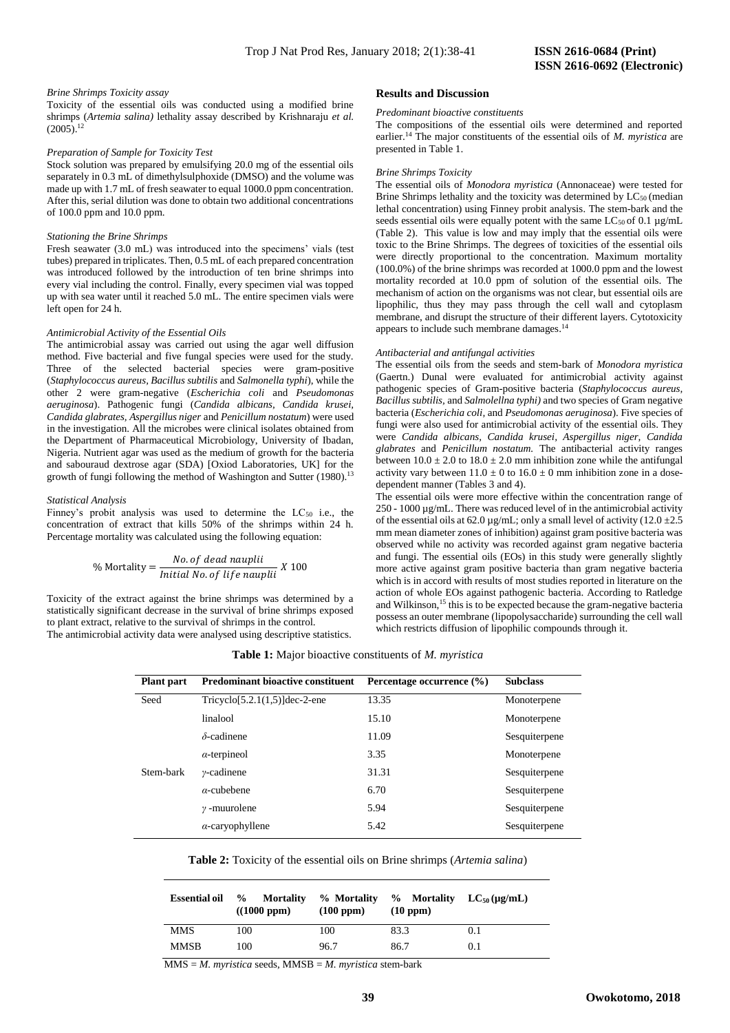*Brine Shrimps Toxicity assay*

Toxicity of the essential oils was conducted using a modified brine shrimps (*Artemia salina)* lethality assay described by Krishnaraju *et al.* (2005).[12]

*Preparation of Sample for Toxicity Test*

Stock solution was prepared by emulsifying 20.0 mg of the essential oils separately in 0.3 mL of dimethylsulphoxide (DMSO) and the volume was made up with 1.7 mL of fresh seawater to equal 1000.0 ppm concentration. After this, serial dilution was done to obtain two additional concentrations of 100.0 ppm and 10.0 ppm.

*Stationing the Brine Shrimps*

Fresh seawater (3.0 mL) was introduced into the specimens' vials (test tubes) prepared in triplicates. Then, 0.5 mL of each prepared concentration was introduced followed by the introduction of ten brine shrimps into every vial including the control. Finally, every specimen vial was topped up with sea water until it reached 5.0 mL. The entire specimen vials were left open for 24 h.

*Antimicrobial Activity of the Essential Oils*

The antimicrobial assay was carried out using the agar well diffusion method. Five bacterial and five fungal species were used for the study. Three of the selected bacterial species were gram-positive (*Staphylococcus aureus, Bacillus subtilis* and *Salmonella typhi*), while the other 2 were gram-negative (*Escherichia coli* and *Pseudomonas aeruginosa*). Pathogenic fungi (*Candida albicans, Candida krusei, Candida glabrates, Aspergillus niger* and *Penicillum nostatum*) were used in the investigation. All the microbes were clinical isolates obtained from the Department of Pharmaceutical Microbiology, University of Ibadan, Nigeria. Nutrient agar was used as the medium of growth for the bacteria and sabouraud dextrose agar (SDA) [Oxiod Laboratories, UK] for the growth of fungi following the method of Washington and Sutter (1980).[13]

*Statistical Analysis*

Finney's probit analysis was used to determine the $LC_{50}$ i.e., the concentration of extract that kills 50% of the shrimps within 24 h. Percentage mortality was calculated using the following equation:

$$\% \text{ Mortality} = \frac{No.\ of\ dead\ nauplii}{Initial\ No.\ of\ life\ nauplii}\ X\ 100$$

Toxicity of the extract against the brine shrimps was determined by a statistically significant decrease in the survival of brine shrimps exposed to plant extract, relative to the survival of shrimps in the control.

The antimicrobial activity data were analysed using descriptive statistics.

## Results and Discussion

*Predominant bioactive constituents*

The compositions of the essential oils were determined and reported earlier.[14] The major constituents of the essential oils of *M. myristica* are presented in Table 1.

*Brine Shrimps Toxicity*

The essential oils of *Monodora myristica* (Annonaceae) were tested for Brine Shrimps lethality and the toxicity was determined by $LC_{50}$ (median lethal concentration) using Finney probit analysis. The stem-bark and the seeds essential oils were equally potent with the same $LC_{50}$ of 0.1 µg/mL (Table 2). This value is low and may imply that the essential oils were toxic to the Brine Shrimps. The degrees of toxicities of the essential oils were directly proportional to the concentration. Maximum mortality (100.0%) of the brine shrimps was recorded at 1000.0 ppm and the lowest mortality recorded at 10.0 ppm of solution of the essential oils. The mechanism of action on the organisms was not clear, but essential oils are lipophilic, thus they may pass through the cell wall and cytoplasm membrane, and disrupt the structure of their different layers. Cytotoxicity appears to include such membrane damages.[14]

*Antibacterial and antifungal activities*

The essential oils from the seeds and stem-bark of *Monodora myristica* (Gaertn.) Dunal were evaluated for antimicrobial activity against pathogenic species of Gram-positive bacteria (*Staphylococcus aureus, Bacillus subtilis,* and *Salmolellna typhi)* and two species of Gram negative bacteria (*Escherichia coli,* and *Pseudomonas aeruginosa*). Five species of fungi were also used for antimicrobial activity of the essential oils. They were *Candida albicans, Candida krusei, Aspergillus niger, Candida glabrates* and *Penicillum nostatum.* The antibacterial activity ranges between 10.0 ± 2.0 to 18.0 ± 2.0 mm inhibition zone while the antifungal activity vary between 11.0 ± 0 to 16.0 ± 0 mm inhibition zone in a dose-dependent manner (Tables 3 and 4).

The essential oils were more effective within the concentration range of 250 - 1000 µg/mL. There was reduced level of in the antimicrobial activity of the essential oils at 62.0 µg/mL; only a small level of activity (12.0 ±2.5 mm mean diameter zones of inhibition) against gram positive bacteria was observed while no activity was recorded against gram negative bacteria and fungi. The essential oils (EOs) in this study were generally slightly more active against gram positive bacteria than gram negative bacteria which is in accord with results of most studies reported in literature on the action of whole EOs against pathogenic bacteria. According to Ratledge and Wilkinson,[15] this is to be expected because the gram-negative bacteria possess an outer membrane (lipopolysaccharide) surrounding the cell wall which restricts diffusion of lipophilic compounds through it.

**Table 1:** Major bioactive constituents of *M. myristica*

| Plant part | Predominant bioactive constituent | Percentage occurrence (%) | Subclass |
|---|---|---|---|
| Seed | Tricyclo[5.2.1(1,5)]dec-2-ene | 13.35 | Monoterpene |
| | linalool | 15.10 | Monoterpene |
| | *δ*-cadinene | 11.09 | Sesquiterpene |
| | *α*-terpineol | 3.35 | Monoterpene |
| Stem-bark | *γ*-cadinene | 31.31 | Sesquiterpene |
| | *α*-cubebene | 6.70 | Sesquiterpene |
| | *γ* -muurolene | 5.94 | Sesquiterpene |
| | *α*-caryophyllene | 5.42 | Sesquiterpene |

**Table 2:** Toxicity of the essential oils on Brine shrimps (*Artemia salina*)

| Essential oil | % Mortality ((1000 ppm) | % Mortality (100 ppm) | % Mortality (10 ppm) | $LC_{50}$ (µg/mL) |
|---|---|---|---|---|
| MMS | 100 | 100 | 83.3 | 0.1 |
| MMSB | 100 | 96.7 | 86.7 | 0.1 |

MMS = *M. myristica* seeds, MMSB = *M. myristica* stem-bark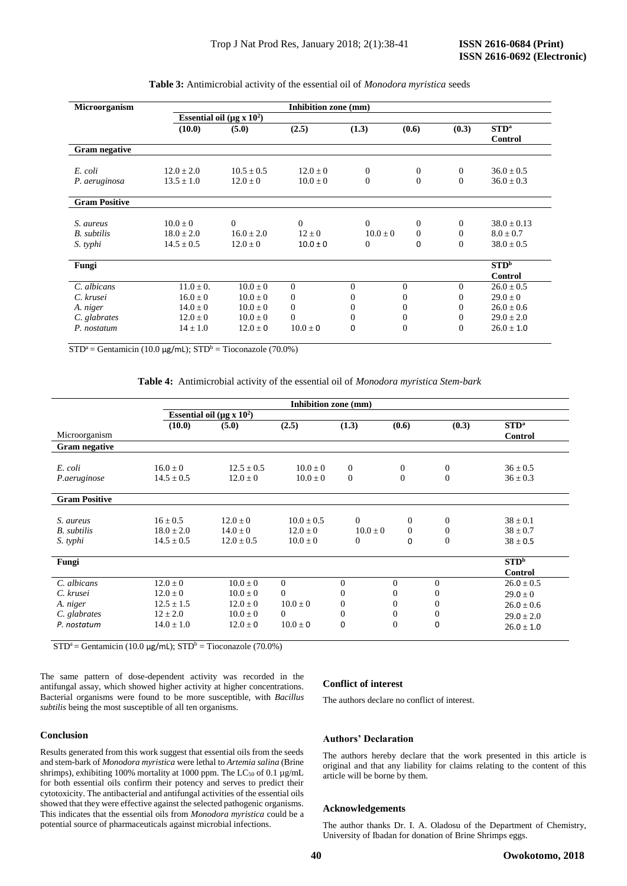**Table 3:** Antimicrobial activity of the essential oil of *Monodora myristica* seeds

| Microorganism | Inhibition zone (mm) | | | | | | |
|---|---|---|---|---|---|---|---|
| | Essential oil (μg x $10^2$) | | | | | | |
| | (10.0) | (5.0) | (2.5) | (1.3) | (0.6) | (0.3) | STD[a] Control |
| **Gram negative** | | | | | | | |
| *E. coli* | 12.0 ± 2.0 | 10.5 ± 0.5 | 12.0 ± 0 | 0 | 0 | 0 | 36.0 ± 0.5 |
| *P. aeruginosa* | 13.5 ± 1.0 | 12.0 ± 0 | 10.0 ± 0 | 0 | 0 | 0 | 36.0 ± 0.3 |
| **Gram Positive** | | | | | | | |
| *S. aureus* | 10.0 ± 0 | 0 | 0 | 0 | 0 | 0 | 38.0 ± 0.13 |
| *B. subtilis* | 18.0 ± 2.0 | 16.0 ± 2.0 | 12 ± 0 | 10.0 ± 0 | 0 | 0 | 8.0 ± 0.7 |
| *S. typhi* | 14.5 ± 0.5 | 12.0 ± 0 | 10.0 ± 0 | 0 | 0 | 0 | 38.0 ± 0.5 |
| **Fungi** | | | | | | | STD[b] Control |
| *C. albicans* | 11.0 ± 0. | 10.0 ± 0 | 0 | 0 | 0 | 0 | 26.0 ± 0.5 |
| *C. krusei* | 16.0 ± 0 | 10.0 ± 0 | 0 | 0 | 0 | 0 | 29.0 ± 0 |
| *A. niger* | 14.0 ± 0 | 10.0 ± 0 | 0 | 0 | 0 | 0 | 26.0 ± 0.6 |
| *C. glabrates* | 12.0 ± 0 | 10.0 ± 0 | 0 | 0 | 0 | 0 | 29.0 ± 2.0 |
| *P. nostatum* | 14 ± 1.0 | 12.0 ± 0 | 10.0 ± 0 | 0 | 0 | 0 | 26.0 ± 1.0 |

STD[a] = Gentamicin (10.0 μg/mL); STD[b] = Tioconazole (70.0%)

**Table 4:** Antimicrobial activity of the essential oil of *Monodora myristica Stem-bark*

| | Inhibition zone (mm) | | | | | | |
|---|---|---|---|---|---|---|---|
| | Essential oil (μg x $10^2$) | | | | | | |
| Microorganism | (10.0) | (5.0) | (2.5) | (1.3) | (0.6) | (0.3) | STD[a] Control |
| **Gram negative** | | | | | | | |
| *E. coli* | 16.0 ± 0 | 12.5 ± 0.5 | 10.0 ± 0 | 0 | 0 | 0 | 36 ± 0.5 |
| *P.aeruginose* | 14.5 ± 0.5 | 12.0 ± 0 | 10.0 ± 0 | 0 | 0 | 0 | 36 ± 0.3 |
| **Gram Positive** | | | | | | | |
| *S. aureus* | 16 ± 0.5 | 12.0 ± 0 | 10.0 ± 0.5 | 0 | 0 | 0 | 38 ± 0.1 |
| *B. subtilis* | 18.0 ± 2.0 | 14.0 ± 0 | 12.0 ± 0 | 10.0 ± 0 | 0 | 0 | 38 ± 0.7 |
| *S. typhi* | 14.5 ± 0.5 | 12.0 ± 0.5 | 10.0 ± 0 | 0 | 0 | 0 | 38 ± 0.5 |
| **Fungi** | | | | | | | STD[b] Control |
| *C. albicans* | 12.0 ± 0 | 10.0 ± 0 | 0 | 0 | 0 | 0 | 26.0 ± 0.5 |
| *C. krusei* | 12.0 ± 0 | 10.0 ± 0 | 0 | 0 | 0 | 0 | 29.0 ± 0 |
| *A. niger* | 12.5 ± 1.5 | 12.0 ± 0 | 10.0 ± 0 | 0 | 0 | 0 | 26.0 ± 0.6 |
| *C. glabrates* | 12 ± 2.0 | 10.0 ± 0 | 0 | 0 | 0 | 0 | 29.0 ± 2.0 |
| *P. nostatum* | 14.0 ± 1.0 | 12.0 ± 0 | 10.0 ± 0 | 0 | 0 | 0 | 26.0 ± 1.0 |

STD[a] = Gentamicin (10.0 μg/mL); STD[b] = Tioconazole (70.0%)

The same pattern of dose-dependent activity was recorded in the antifungal assay, which showed higher activity at higher concentrations. Bacterial organisms were found to be more susceptible, with *Bacillus subtilis* being the most susceptible of all ten organisms.

## Conclusion

Results generated from this work suggest that essential oils from the seeds and stem-bark of *Monodora myristica* were lethal to *Artemia salina* (Brine shrimps), exhibiting 100% mortality at 1000 ppm. The $LC_{50}$ of 0.1 μg/mL for both essential oils confirm their potency and serves to predict their cytotoxicity. The antibacterial and antifungal activities of the essential oils showed that they were effective against the selected pathogenic organisms. This indicates that the essential oils from *Monodora myristica* could be a potential source of pharmaceuticals against microbial infections.

## Conflict of interest

The authors declare no conflict of interest.

## Authors' Declaration

The authors hereby declare that the work presented in this article is original and that any liability for claims relating to the content of this article will be borne by them.

## Acknowledgements

The author thanks Dr. I. A. Oladosu of the Department of Chemistry, University of Ibadan for donation of Brine Shrimps eggs.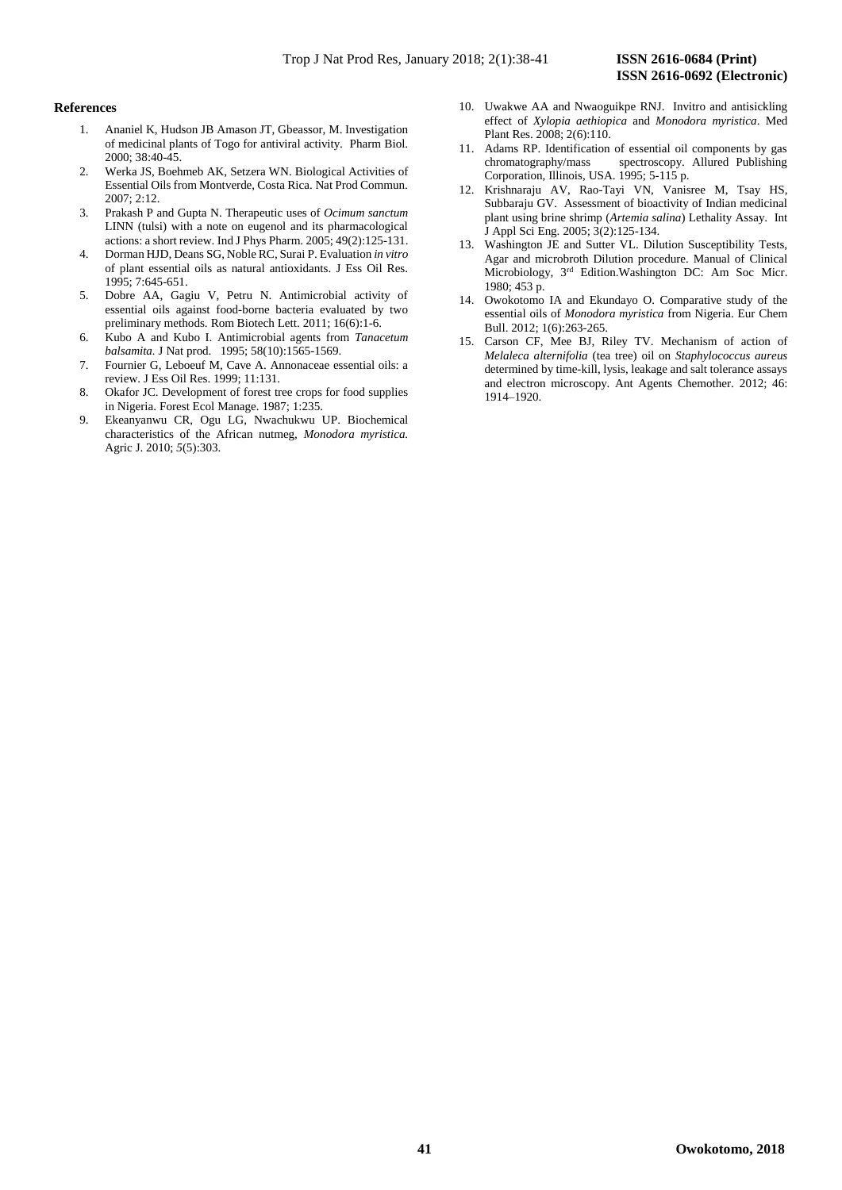**References**

1. Ananiel K, Hudson JB Amason JT, Gbeassor, M. Investigation of medicinal plants of Togo for antiviral activity. Pharm Biol. 2000; 38:40-45.
2. Werka JS, Boehmeb AK, Setzera WN. Biological Activities of Essential Oils from Montverde, Costa Rica. Nat Prod Commun. 2007; 2:12.
3. Prakash P and Gupta N. Therapeutic uses of *Ocimum sanctum* LINN (tulsi) with a note on eugenol and its pharmacological actions: a short review. Ind J Phys Pharm. 2005; 49(2):125-131.
4. Dorman HJD, Deans SG, Noble RC, Surai P. Evaluation *in vitro* of plant essential oils as natural antioxidants. J Ess Oil Res. 1995; 7:645-651.
5. Dobre AA, Gagiu V, Petru N. Antimicrobial activity of essential oils against food-borne bacteria evaluated by two preliminary methods. Rom Biotech Lett. 2011; 16(6):1-6.
6. Kubo A and Kubo I. Antimicrobial agents from *Tanacetum balsamita*. J Nat prod. 1995; 58(10):1565-1569.
7. Fournier G, Leboeuf M, Cave A. Annonaceae essential oils: a review. J Ess Oil Res. 1999; 11:131.
8. Okafor JC. Development of forest tree crops for food supplies in Nigeria. Forest Ecol Manage. 1987; 1:235.
9. Ekeanyanwu CR, Ogu LG, Nwachukwu UP. Biochemical characteristics of the African nutmeg, *Monodora myristica.* Agric J. 2010; *5*(5):303.
10. Uwakwe AA and Nwaoguikpe RNJ. Invitro and antisickling effect of *Xylopia aethiopica* and *Monodora myristica*. Med Plant Res. 2008; 2(6):110.
11. Adams RP. Identification of essential oil components by gas chromatography/mass spectroscopy. Allured Publishing Corporation, Illinois, USA. 1995; 5-115 p.
12. Krishnaraju AV, Rao-Tayi VN, Vanisree M, Tsay HS, Subbaraju GV. Assessment of bioactivity of Indian medicinal plant using brine shrimp (*Artemia salina*) Lethality Assay. Int J Appl Sci Eng. 2005; 3(2):125-134.
13. Washington JE and Sutter VL. Dilution Susceptibility Tests, Agar and microbroth Dilution procedure. Manual of Clinical Microbiology, 3rd Edition.Washington DC: Am Soc Micr. 1980; 453 p.
14. Owokotomo IA and Ekundayo O. Comparative study of the essential oils of *Monodora myristica* from Nigeria. Eur Chem Bull. 2012; 1(6):263-265.
15. Carson CF, Mee BJ, Riley TV. Mechanism of action of *Melaleca alternifolia* (tea tree) oil on *Staphylococcus aureus* determined by time-kill, lysis, leakage and salt tolerance assays and electron microscopy. Ant Agents Chemother. 2012; 46: 1914–1920.